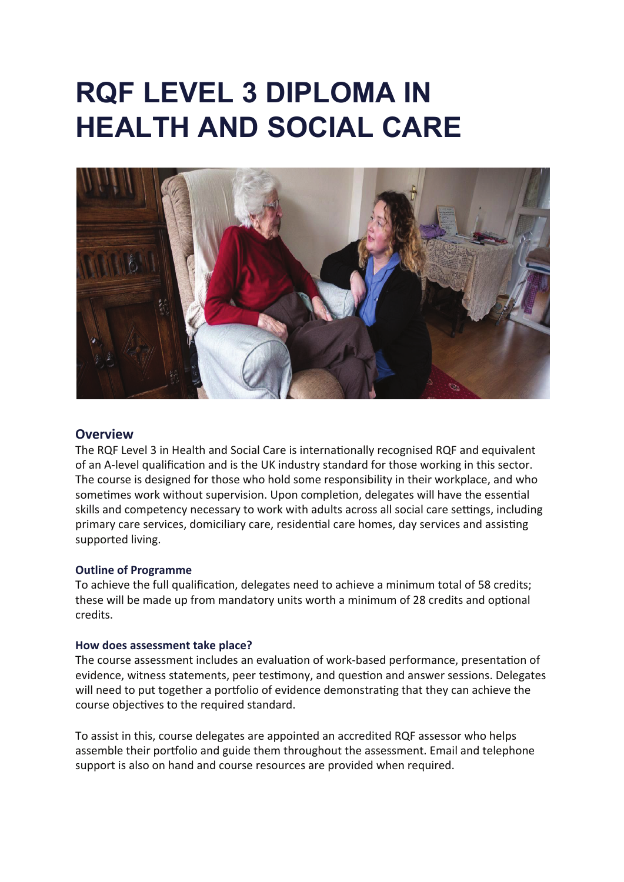# RQF LEVEL 3 DIPLOMA IN HEALTH AND SOCIAL CARE

## Overview

The RQF Level 3 in Health and Social Care is internationally recognised RQF and equivalent of an A-level qualification and is the UK industry standard for those working in this sector. The course is designed for those who hold some responsibility in their workplace, and who sometimes work without supervision. Upon completion, delegates will have the essential skills and competency necessary to work with adults across all social care settings, including primary care services, domiciliary care, residential care homes, day services and assisting supported living.

### Outline of Programme

To achieve the full qualification, delegates need to achieve a minimum total of 58 credits; these will be made up from mandatory units worth a minimum of 28 credits and optional credits.

### How does assessment take place?

The course assessment includes an evaluation of work-based performance, presentation of evidence, witness statements, peer testimony, and question and answer sessions. Delegates will need to put together a portfolio of evidence demonstrating that they can achieve the course objectives to the required standard.

To assist in this, course delegates are appointed an accredited RQF assessor who helps assemble their portfolio and guide them throughout the assessment. Email and telephone support is also on hand and course resources are provided when required.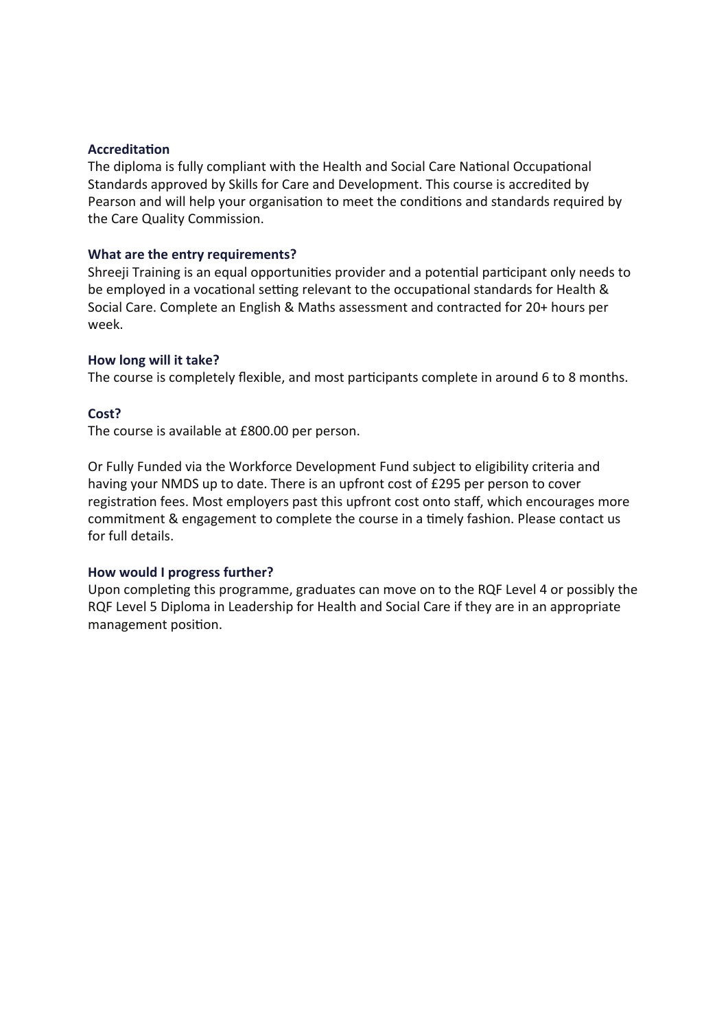**Accreditation**

The diploma is fully compliant with the Health and Social Care National Occupational Standards approved by Skills for Care and Development. This course is accredited by Pearson and will help your organisation to meet the conditions and standards required by the Care Quality Commission.

**What are the entry requirements?**

Shreeji Training is an equal opportunities provider and a potential participant only needs to be employed in a vocational setting relevant to the occupational standards for Health & Social Care. Complete an English & Maths assessment and contracted for 20+ hours per week.

**How long will it take?**

The course is completely flexible, and most participants complete in around 6 to 8 months.

**Cost?**

The course is available at £800.00 per person.

Or Fully Funded via the Workforce Development Fund subject to eligibility criteria and having your NMDS up to date. There is an upfront cost of £295 per person to cover registration fees. Most employers past this upfront cost onto staff, which encourages more commitment & engagement to complete the course in a timely fashion. Please contact us for full details.

**How would I progress further?**

Upon completing this programme, graduates can move on to the RQF Level 4 or possibly the RQF Level 5 Diploma in Leadership for Health and Social Care if they are in an appropriate management position.